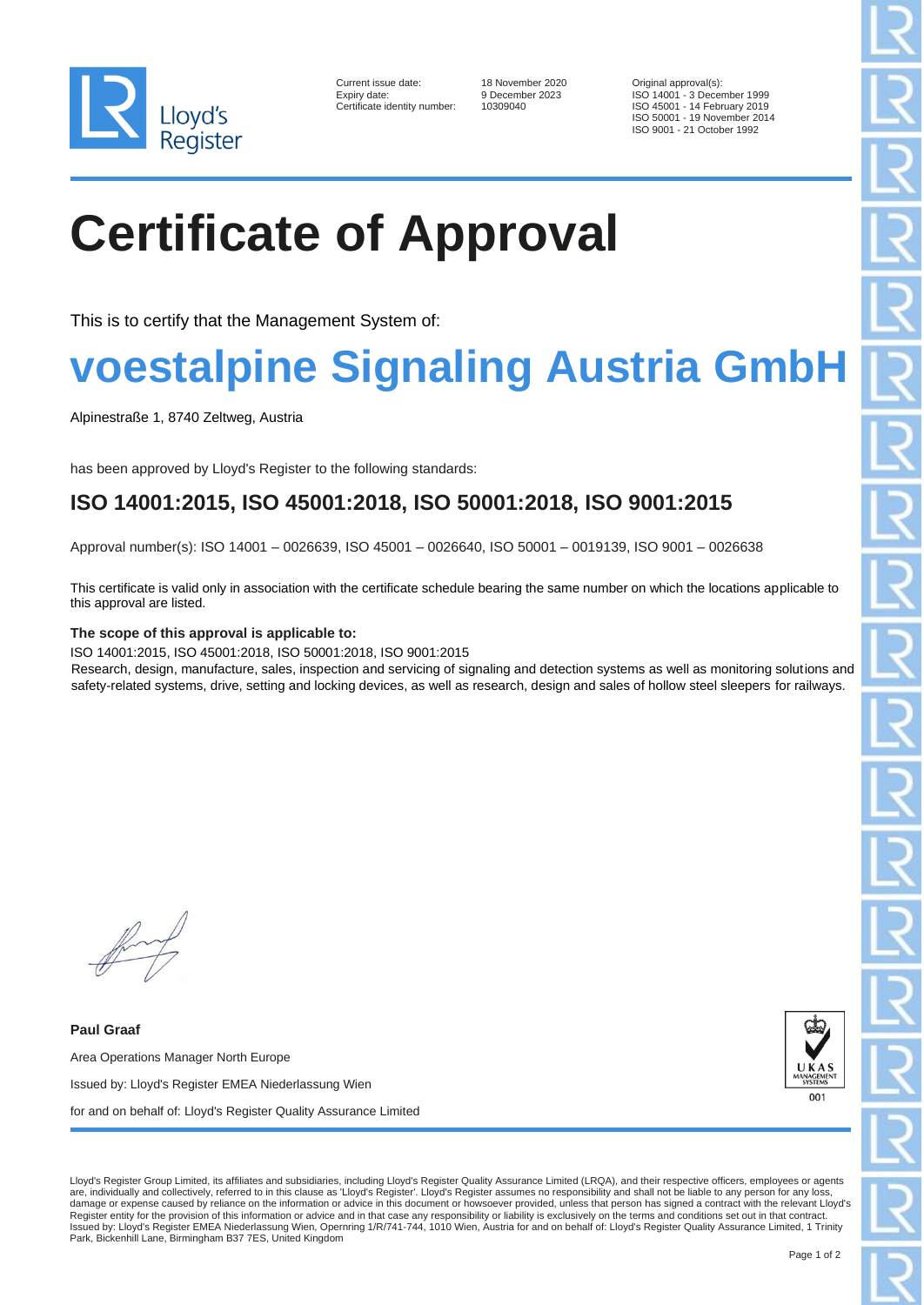| | | | |
|---|---|---|---|
| Current issue date: | 18 November 2020 | Original approval(s): | ISO 14001 - 3 December 1999 |
| Expiry date: | 9 December 2023 | | ISO 45001 - 14 February 2019 |
| Certificate identity number: | 10309040 | | ISO 50001 - 19 November 2014 |
| | | | ISO 9001 - 21 October 1992 |

# Certificate of Approval

This is to certify that the Management System of:

## voestalpine Signaling Austria GmbH

Alpinestraße 1, 8740 Zeltweg, Austria

has been approved by Lloyd's Register to the following standards:

### ISO 14001:2015, ISO 45001:2018, ISO 50001:2018, ISO 9001:2015

Approval number(s): ISO 14001 – 0026639, ISO 45001 – 0026640, ISO 50001 – 0019139, ISO 9001 – 0026638

This certificate is valid only in association with the certificate schedule bearing the same number on which the locations applicable to this approval are listed.

**The scope of this approval is applicable to:**

ISO 14001:2015, ISO 45001:2018, ISO 50001:2018, ISO 9001:2015
Research, design, manufacture, sales, inspection and servicing of signaling and detection systems as well as monitoring solutions and safety-related systems, drive, setting and locking devices, as well as research, design and sales of hollow steel sleepers for railways.

**Paul Graaf**

Area Operations Manager North Europe

Issued by: Lloyd's Register EMEA Niederlassung Wien

for and on behalf of: Lloyd's Register Quality Assurance Limited

UKAS MANAGEMENT SYSTEMS 001

Lloyd's Register Group Limited, its affiliates and subsidiaries, including Lloyd's Register Quality Assurance Limited (LRQA), and their respective officers, employees or agents are, individually and collectively, referred to in this clause as 'Lloyd's Register'. Lloyd's Register assumes no responsibility and shall not be liable to any person for any loss, damage or expense caused by reliance on the information or advice in this document or howsoever provided, unless that person has signed a contract with the relevant Lloyd's Register entity for the provision of this information or advice and in that case any responsibility or liability is exclusively on the terms and conditions set out in that contract.
Issued by: Lloyd's Register EMEA Niederlassung Wien, Opernring 1/R/741-744, 1010 Wien, Austria for and on behalf of: Lloyd's Register Quality Assurance Limited, 1 Trinity Park, Bickenhill Lane, Birmingham B37 7ES, United Kingdom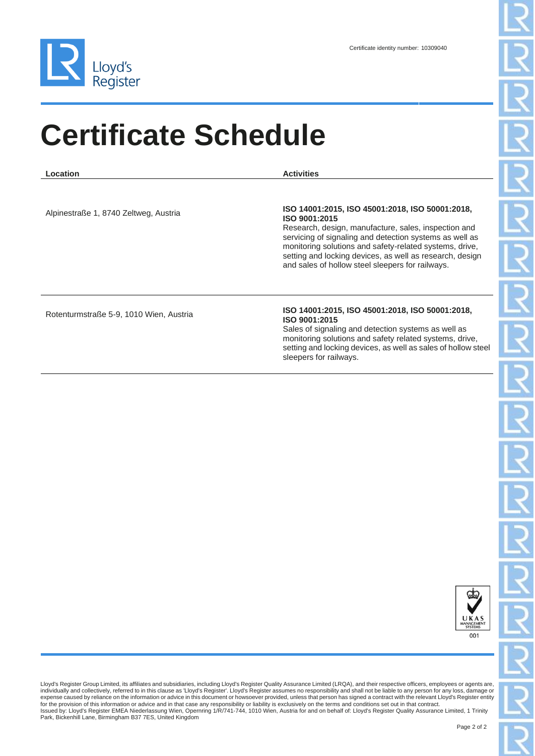Certificate identity number: 10309040

# Certificate Schedule

| Location | Activities |
|---|---|
| Alpinestraße 1, 8740 Zeltweg, Austria | **ISO 14001:2015, ISO 45001:2018, ISO 50001:2018, ISO 9001:2015** Research, design, manufacture, sales, inspection and servicing of signaling and detection systems as well as monitoring solutions and safety-related systems, drive, setting and locking devices, as well as research, design and sales of hollow steel sleepers for railways. |
| Rotenturmstraße 5-9, 1010 Wien, Austria | **ISO 14001:2015, ISO 45001:2018, ISO 50001:2018, ISO 9001:2015** Sales of signaling and detection systems as well as monitoring solutions and safety related systems, drive, setting and locking devices, as well as sales of hollow steel sleepers for railways. |

UKAS MANAGEMENT SYSTEMS
001

Lloyd's Register Group Limited, its affiliates and subsidiaries, including Lloyd's Register Quality Assurance Limited (LRQA), and their respective officers, employees or agents are, individually and collectively, referred to in this clause as 'Lloyd's Register'. Lloyd's Register assumes no responsibility and shall not be liable to any person for any loss, damage or expense caused by reliance on the information or advice in this document or howsoever provided, unless that person has signed a contract with the relevant Lloyd's Register entity for the provision of this information or advice and in that case any responsibility or liability is exclusively on the terms and conditions set out in that contract.
Issued by: Lloyd's Register EMEA Niederlassung Wien, Opernring 1/R/741-744, 1010 Wien, Austria for and on behalf of: Lloyd's Register Quality Assurance Limited, 1 Trinity Park, Bickenhill Lane, Birmingham B37 7ES, United Kingdom